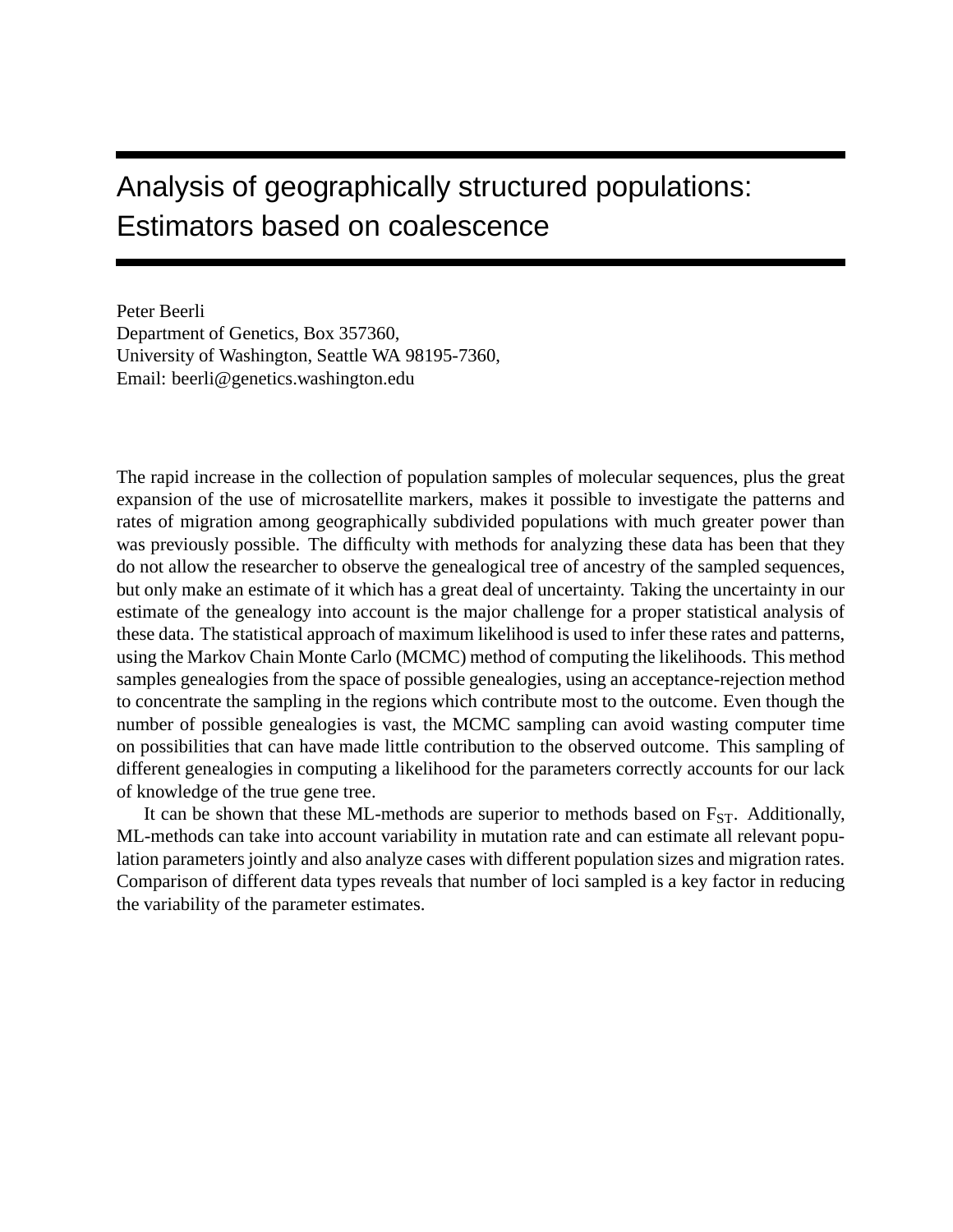# Analysis of geographically structured populations: Estimators based on coalescence

Peter Beerli
Department of Genetics, Box 357360,
University of Washington, Seattle WA 98195-7360,
Email: beerli@genetics.washington.edu

The rapid increase in the collection of population samples of molecular sequences, plus the great expansion of the use of microsatellite markers, makes it possible to investigate the patterns and rates of migration among geographically subdivided populations with much greater power than was previously possible. The difficulty with methods for analyzing these data has been that they do not allow the researcher to observe the genealogical tree of ancestry of the sampled sequences, but only make an estimate of it which has a great deal of uncertainty. Taking the uncertainty in our estimate of the genealogy into account is the major challenge for a proper statistical analysis of these data. The statistical approach of maximum likelihood is used to infer these rates and patterns, using the Markov Chain Monte Carlo (MCMC) method of computing the likelihoods. This method samples genealogies from the space of possible genealogies, using an acceptance-rejection method to concentrate the sampling in the regions which contribute most to the outcome. Even though the number of possible genealogies is vast, the MCMC sampling can avoid wasting computer time on possibilities that can have made little contribution to the observed outcome. This sampling of different genealogies in computing a likelihood for the parameters correctly accounts for our lack of knowledge of the true gene tree.

It can be shown that these ML-methods are superior to methods based on $F_{ST}$. Additionally, ML-methods can take into account variability in mutation rate and can estimate all relevant population parameters jointly and also analyze cases with different population sizes and migration rates. Comparison of different data types reveals that number of loci sampled is a key factor in reducing the variability of the parameter estimates.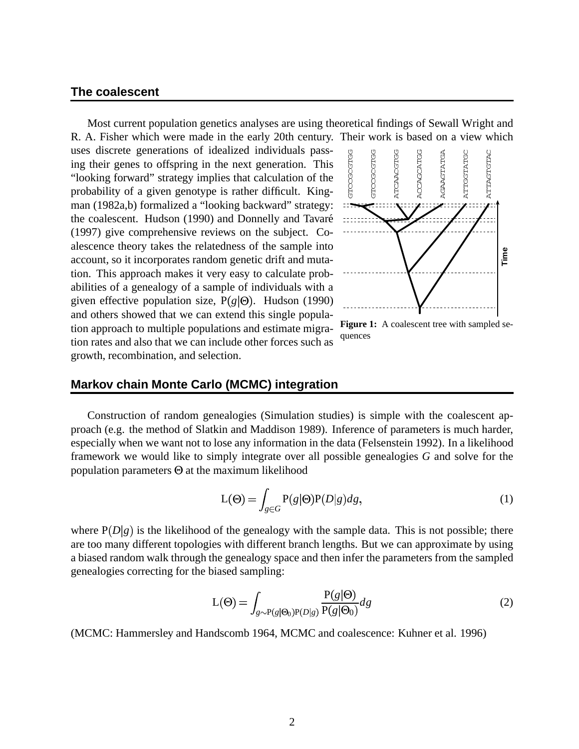## The coalescent

Most current population genetics analyses are using theoretical findings of Sewall Wright and R. A. Fisher which were made in the early 20th century. Their work is based on a view which uses discrete generations of idealized individuals passing their genes to offspring in the next generation. This "looking forward" strategy implies that calculation of the probability of a given genotype is rather difficult. Kingman (1982a,b) formalized a "looking backward" strategy: the coalescent. Hudson (1990) and Donnelly and Tavaré (1997) give comprehensive reviews on the subject. Coalescence theory takes the relatedness of the sample into account, so it incorporates random genetic drift and mutation. This approach makes it very easy to calculate probabilities of a genealogy of a sample of individuals with a given effective population size, $\mathrm{P}(g|\Theta)$. Hudson (1990) and others showed that we can extend this single population approach to multiple populations and estimate migration rates and also that we can include other forces such as growth, recombination, and selection.

**Figure 1:** A coalescent tree with sampled sequences

## Markov chain Monte Carlo (MCMC) integration

Construction of random genealogies (Simulation studies) is simple with the coalescent approach (e.g. the method of Slatkin and Maddison 1989). Inference of parameters is much harder, especially when we want not to lose any information in the data (Felsenstein 1992). In a likelihood framework we would like to simply integrate over all possible genealogies $G$ and solve for the population parameters $\Theta$ at the maximum likelihood

$$\mathrm{L}(\Theta) = \int_{g \in G} \mathrm{P}(g|\Theta)\mathrm{P}(D|g)dg, \tag{1}$$

where $\mathrm{P}(D|g)$ is the likelihood of the genealogy with the sample data. This is not possible; there are too many different topologies with different branch lengths. But we can approximate by using a biased random walk through the genealogy space and then infer the parameters from the sampled genealogies correcting for the biased sampling:

$$\mathrm{L}(\Theta) = \int_{g \sim \mathrm{P}(g|\Theta_0)\mathrm{P}(D|g)} \frac{\mathrm{P}(g|\Theta)}{\mathrm{P}(g|\Theta_0)} dg \tag{2}$$

(MCMC: Hammersley and Handscomb 1964, MCMC and coalescence: Kuhner et al. 1996)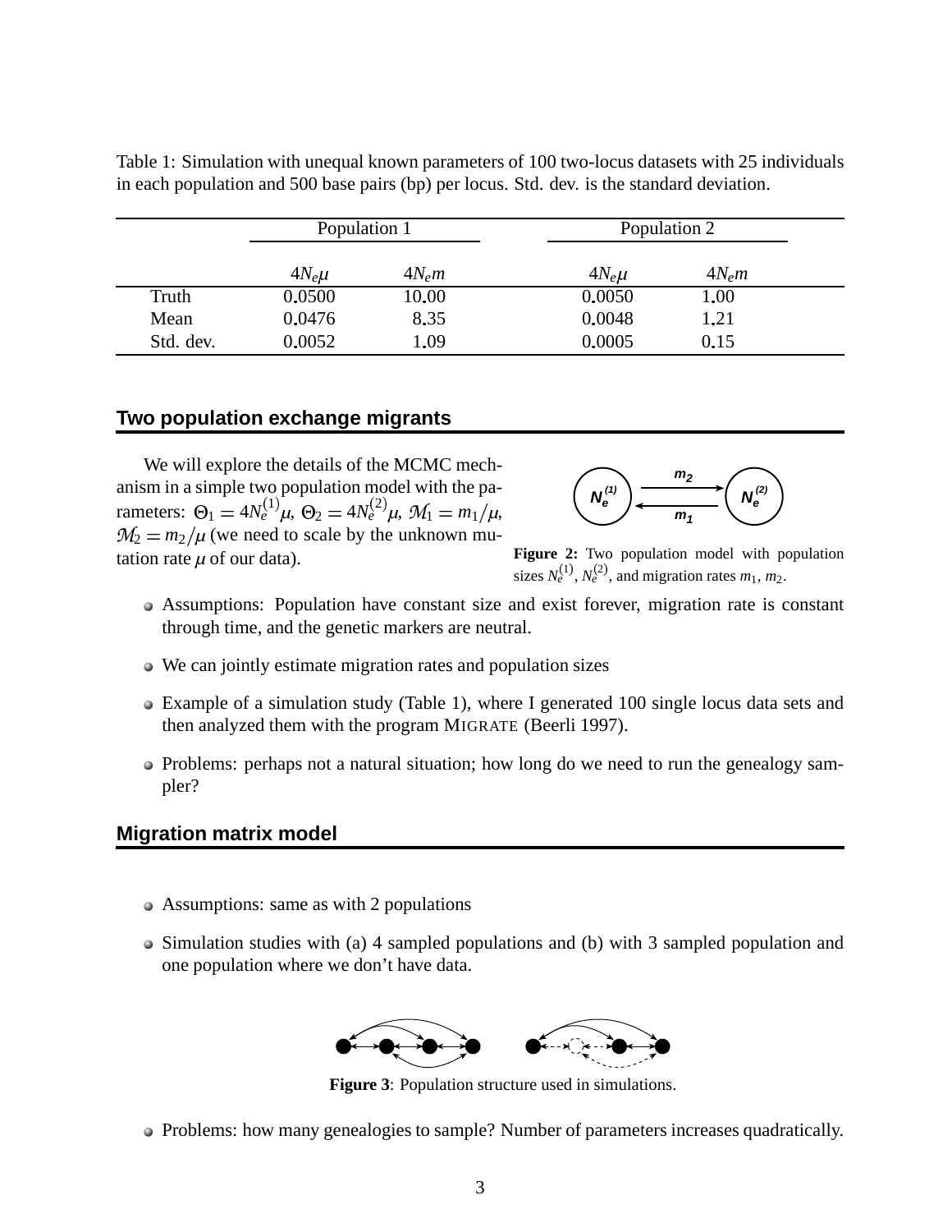Table 1: Simulation with unequal known parameters of 100 two-locus datasets with 25 individuals in each population and 500 base pairs (bp) per locus. Std. dev. is the standard deviation.

| | Population 1 | | Population 2 | |
|---|---|---|---|---|
| | $4N_e\mu$ | $4N_em$ | $4N_e\mu$ | $4N_em$ |
| Truth | 0.0500 | 10.00 | 0.0050 | 1.00 |
| Mean | 0.0476 | 8.35 | 0.0048 | 1.21 |
| Std. dev. | 0.0052 | 1.09 | 0.0005 | 0.15 |

## Two population exchange migrants

We will explore the details of the MCMC mechanism in a simple two population model with the parameters: $\Theta_1 = 4N_e^{(1)}\mu$, $\Theta_2 = 4N_e^{(2)}\mu$, $\mathcal{M}_1 = m_1/\mu$, $\mathcal{M}_2 = m_2/\mu$ (we need to scale by the unknown mutation rate $\mu$ of our data).

**Figure 2:** Two population model with population sizes $N_e^{(1)}$, $N_e^{(2)}$, and migration rates $m_1$, $m_2$.

- Assumptions: Population have constant size and exist forever, migration rate is constant through time, and the genetic markers are neutral.
- We can jointly estimate migration rates and population sizes
- Example of a simulation study (Table 1), where I generated 100 single locus data sets and then analyzed them with the program MIGRATE (Beerli 1997).
- Problems: perhaps not a natural situation; how long do we need to run the genealogy sampler?

## Migration matrix model

- Assumptions: same as with 2 populations
- Simulation studies with (a) 4 sampled populations and (b) with 3 sampled population and one population where we don't have data.

**Figure 3**: Population structure used in simulations.

- Problems: how many genealogies to sample? Number of parameters increases quadratically.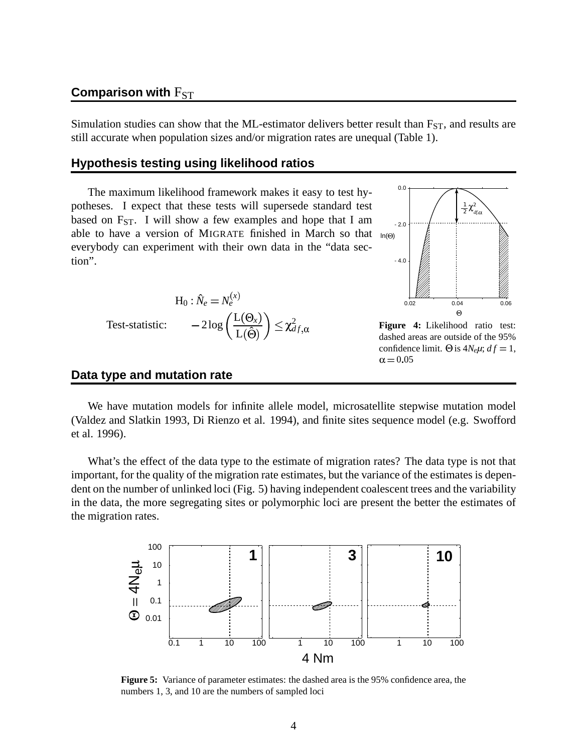## Comparison with $F_{ST}$

Simulation studies can show that the ML-estimator delivers better result than $F_{ST}$, and results are still accurate when population sizes and/or migration rates are unequal (Table 1).

## Hypothesis testing using likelihood ratios

The maximum likelihood framework makes it easy to test hypotheses. I expect that these tests will supersede standard test based on $F_{ST}$. I will show a few examples and hope that I am able to have a version of MIGRATE finished in March so that everybody can experiment with their own data in the "data section".

$$H_0 : \hat{N}_e = N_e^{(x)}$$

Test-statistic: $$-2\log\left(\frac{L(\Theta_x)}{L(\hat{\Theta})}\right) \leq \chi^2_{df,\alpha}$$

**Figure 4:** Likelihood ratio test: dashed areas are outside of the 95% confidence limit. $\Theta$ is $4N_e\mu$; $df = 1$, $\alpha = 0.05$

## Data type and mutation rate

We have mutation models for infinite allele model, microsatellite stepwise mutation model (Valdez and Slatkin 1993, Di Rienzo et al. 1994), and finite sites sequence model (e.g. Swofford et al. 1996).

What's the effect of the data type to the estimate of migration rates? The data type is not that important, for the quality of the migration rate estimates, but the variance of the estimates is dependent on the number of unlinked loci (Fig. 5) having independent coalescent trees and the variability in the data, the more segregating sites or polymorphic loci are present the better the estimates of the migration rates.

**Figure 5:** Variance of parameter estimates: the dashed area is the 95% confidence area, the numbers 1, 3, and 10 are the numbers of sampled loci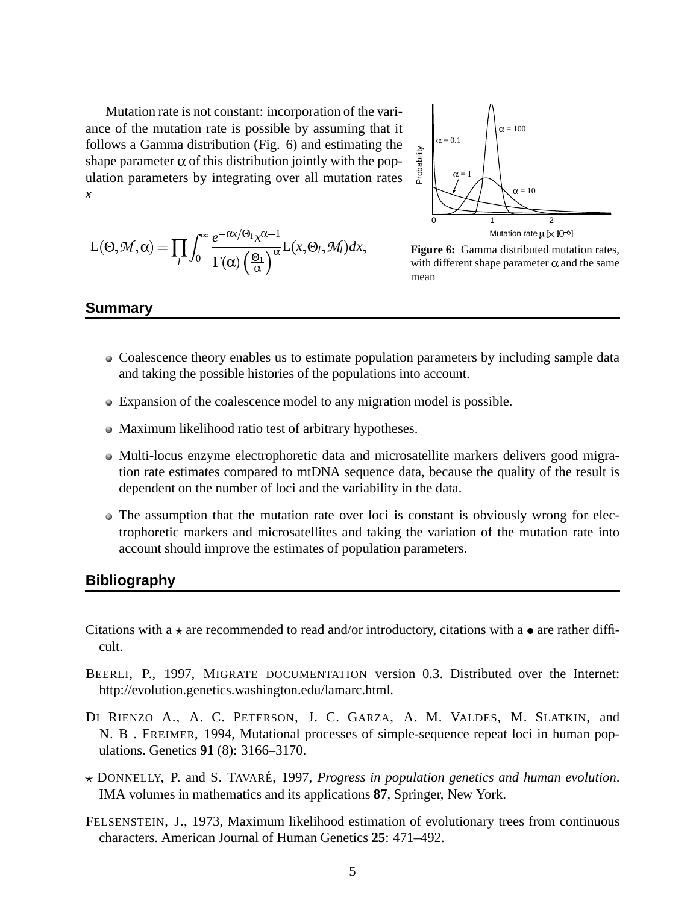Mutation rate is not constant: incorporation of the variance of the mutation rate is possible by assuming that it follows a Gamma distribution (Fig. 6) and estimating the shape parameter $\alpha$ of this distribution jointly with the population parameters by integrating over all mutation rates $x$

$$\mathrm{L}(\Theta,\mathcal{M},\alpha) = \prod_l \int_0^\infty \frac{e^{-\alpha x/\Theta_l} x^{\alpha-1}}{\Gamma(\alpha)\left(\frac{\Theta_l}{\alpha}\right)^\alpha} \mathrm{L}(x,\Theta_l,\mathcal{M}_l)\,dx,$$

**Figure 6:** Gamma distributed mutation rates, with different shape parameter $\alpha$ and the same mean

## Summary

- Coalescence theory enables us to estimate population parameters by including sample data and taking the possible histories of the populations into account.
- Expansion of the coalescence model to any migration model is possible.
- Maximum likelihood ratio test of arbitrary hypotheses.
- Multi-locus enzyme electrophoretic data and microsatellite markers delivers good migration rate estimates compared to mtDNA sequence data, because the quality of the result is dependent on the number of loci and the variability in the data.
- The assumption that the mutation rate over loci is constant is obviously wrong for electrophoretic markers and microsatellites and taking the variation of the mutation rate into account should improve the estimates of population parameters.

## Bibliography

Citations with a ⋆ are recommended to read and/or introductory, citations with a • are rather difficult.

BEERLI, P., 1997, MIGRATE DOCUMENTATION version 0.3. Distributed over the Internet: http://evolution.genetics.washington.edu/lamarc.html.

DI RIENZO A., A. C. PETERSON, J. C. GARZA, A. M. VALDES, M. SLATKIN, and N. B . FREIMER, 1994, Mutational processes of simple-sequence repeat loci in human populations. Genetics **91** (8): 3166–3170.

⋆ DONNELLY, P. and S. TAVARÉ, 1997, *Progress in population genetics and human evolution*. IMA volumes in mathematics and its applications **87**, Springer, New York.

FELSENSTEIN, J., 1973, Maximum likelihood estimation of evolutionary trees from continuous characters. American Journal of Human Genetics **25**: 471–492.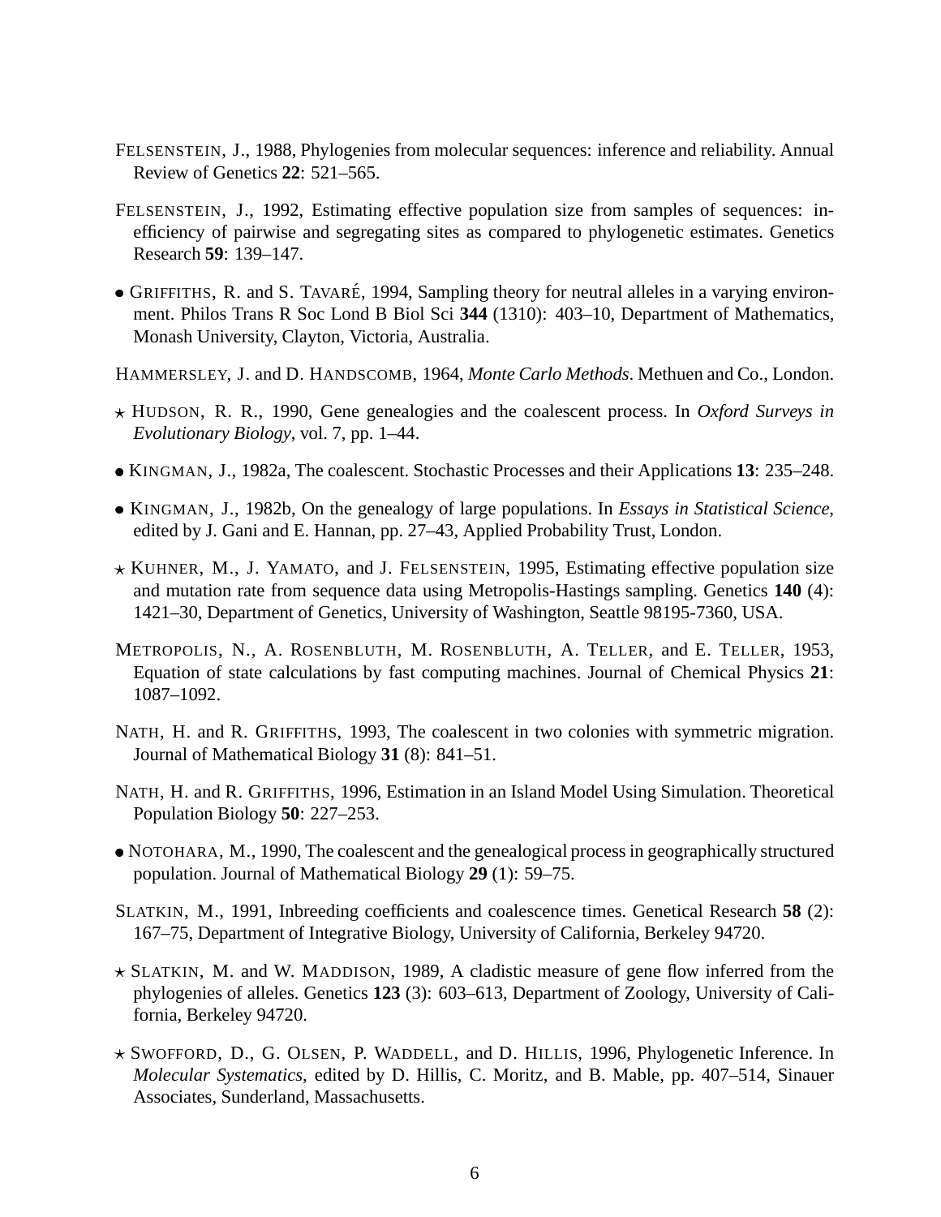FELSENSTEIN, J., 1988, Phylogenies from molecular sequences: inference and reliability. Annual Review of Genetics **22**: 521–565.

FELSENSTEIN, J., 1992, Estimating effective population size from samples of sequences: inefficiency of pairwise and segregating sites as compared to phylogenetic estimates. Genetics Research **59**: 139–147.

• GRIFFITHS, R. and S. TAVARÉ, 1994, Sampling theory for neutral alleles in a varying environment. Philos Trans R Soc Lond B Biol Sci **344** (1310): 403–10, Department of Mathematics, Monash University, Clayton, Victoria, Australia.

HAMMERSLEY, J. and D. HANDSCOMB, 1964, *Monte Carlo Methods*. Methuen and Co., London.

⋆ HUDSON, R. R., 1990, Gene genealogies and the coalescent process. In *Oxford Surveys in Evolutionary Biology*, vol. 7, pp. 1–44.

• KINGMAN, J., 1982a, The coalescent. Stochastic Processes and their Applications **13**: 235–248.

• KINGMAN, J., 1982b, On the genealogy of large populations. In *Essays in Statistical Science*, edited by J. Gani and E. Hannan, pp. 27–43, Applied Probability Trust, London.

⋆ KUHNER, M., J. YAMATO, and J. FELSENSTEIN, 1995, Estimating effective population size and mutation rate from sequence data using Metropolis-Hastings sampling. Genetics **140** (4): 1421–30, Department of Genetics, University of Washington, Seattle 98195-7360, USA.

METROPOLIS, N., A. ROSENBLUTH, M. ROSENBLUTH, A. TELLER, and E. TELLER, 1953, Equation of state calculations by fast computing machines. Journal of Chemical Physics **21**: 1087–1092.

NATH, H. and R. GRIFFITHS, 1993, The coalescent in two colonies with symmetric migration. Journal of Mathematical Biology **31** (8): 841–51.

NATH, H. and R. GRIFFITHS, 1996, Estimation in an Island Model Using Simulation. Theoretical Population Biology **50**: 227–253.

• NOTOHARA, M., 1990, The coalescent and the genealogical process in geographically structured population. Journal of Mathematical Biology **29** (1): 59–75.

SLATKIN, M., 1991, Inbreeding coefficients and coalescence times. Genetical Research **58** (2): 167–75, Department of Integrative Biology, University of California, Berkeley 94720.

⋆ SLATKIN, M. and W. MADDISON, 1989, A cladistic measure of gene flow inferred from the phylogenies of alleles. Genetics **123** (3): 603–613, Department of Zoology, University of California, Berkeley 94720.

⋆ SWOFFORD, D., G. OLSEN, P. WADDELL, and D. HILLIS, 1996, Phylogenetic Inference. In *Molecular Systematics*, edited by D. Hillis, C. Moritz, and B. Mable, pp. 407–514, Sinauer Associates, Sunderland, Massachusetts.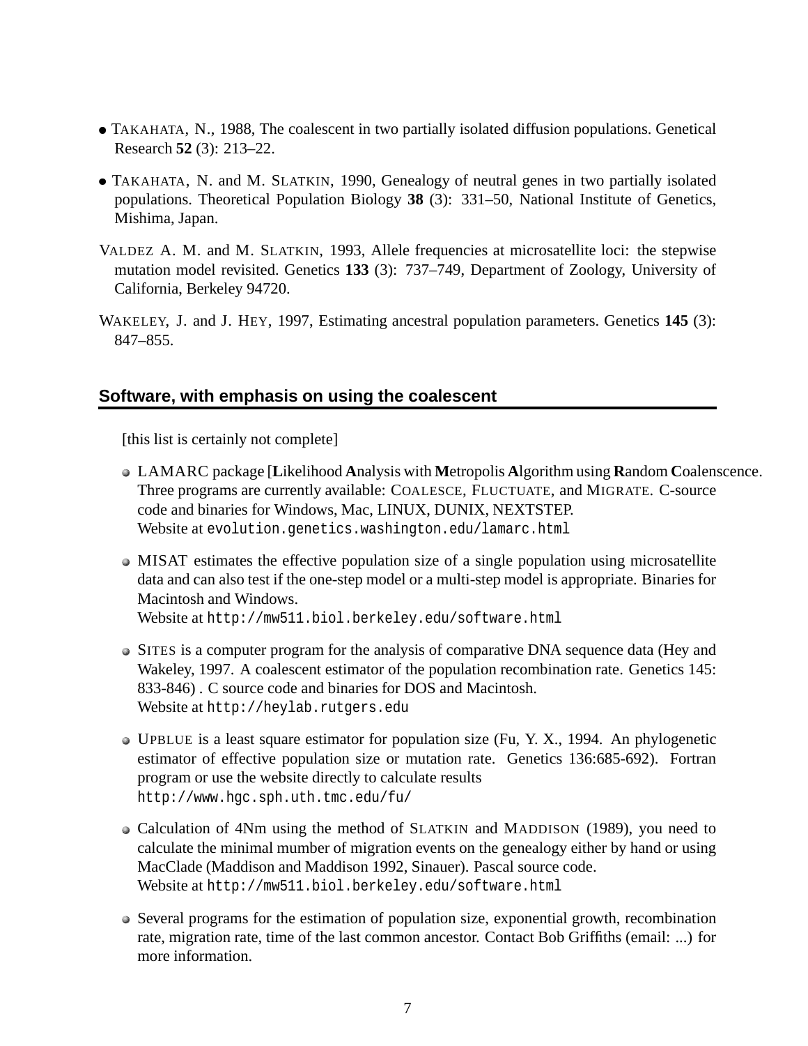- TAKAHATA, N., 1988, The coalescent in two partially isolated diffusion populations. Genetical Research **52** (3): 213–22.

- TAKAHATA, N. and M. SLATKIN, 1990, Genealogy of neutral genes in two partially isolated populations. Theoretical Population Biology **38** (3): 331–50, National Institute of Genetics, Mishima, Japan.

VALDEZ A. M. and M. SLATKIN, 1993, Allele frequencies at microsatellite loci: the stepwise mutation model revisited. Genetics **133** (3): 737–749, Department of Zoology, University of California, Berkeley 94720.

WAKELEY, J. and J. HEY, 1997, Estimating ancestral population parameters. Genetics **145** (3): 847–855.

## Software, with emphasis on using the coalescent

[this list is certainly not complete]

- LAMARC package [**L**ikelihood **A**nalysis with **M**etropolis **A**lgorithm using **R**andom **C**oalenscence. Three programs are currently available: COALESCE, FLUCTUATE, and MIGRATE. C-source code and binaries for Windows, Mac, LINUX, DUNIX, NEXTSTEP.
  Website at `evolution.genetics.washington.edu/lamarc.html`

- MISAT estimates the effective population size of a single population using microsatellite data and can also test if the one-step model or a multi-step model is appropriate. Binaries for Macintosh and Windows.
  Website at `http://mw511.biol.berkeley.edu/software.html`

- SITES is a computer program for the analysis of comparative DNA sequence data (Hey and Wakeley, 1997. A coalescent estimator of the population recombination rate. Genetics 145: 833-846) . C source code and binaries for DOS and Macintosh.
  Website at `http://heylab.rutgers.edu`

- UPBLUE is a least square estimator for population size (Fu, Y. X., 1994. An phylogenetic estimator of effective population size or mutation rate. Genetics 136:685-692). Fortran program or use the website directly to calculate results
  `http://www.hgc.sph.uth.tmc.edu/fu/`

- Calculation of 4Nm using the method of SLATKIN and MADDISON (1989), you need to calculate the minimal mumber of migration events on the genealogy either by hand or using MacClade (Maddison and Maddison 1992, Sinauer). Pascal source code.
  Website at `http://mw511.biol.berkeley.edu/software.html`

- Several programs for the estimation of population size, exponential growth, recombination rate, migration rate, time of the last common ancestor. Contact Bob Griffiths (email: ...) for more information.